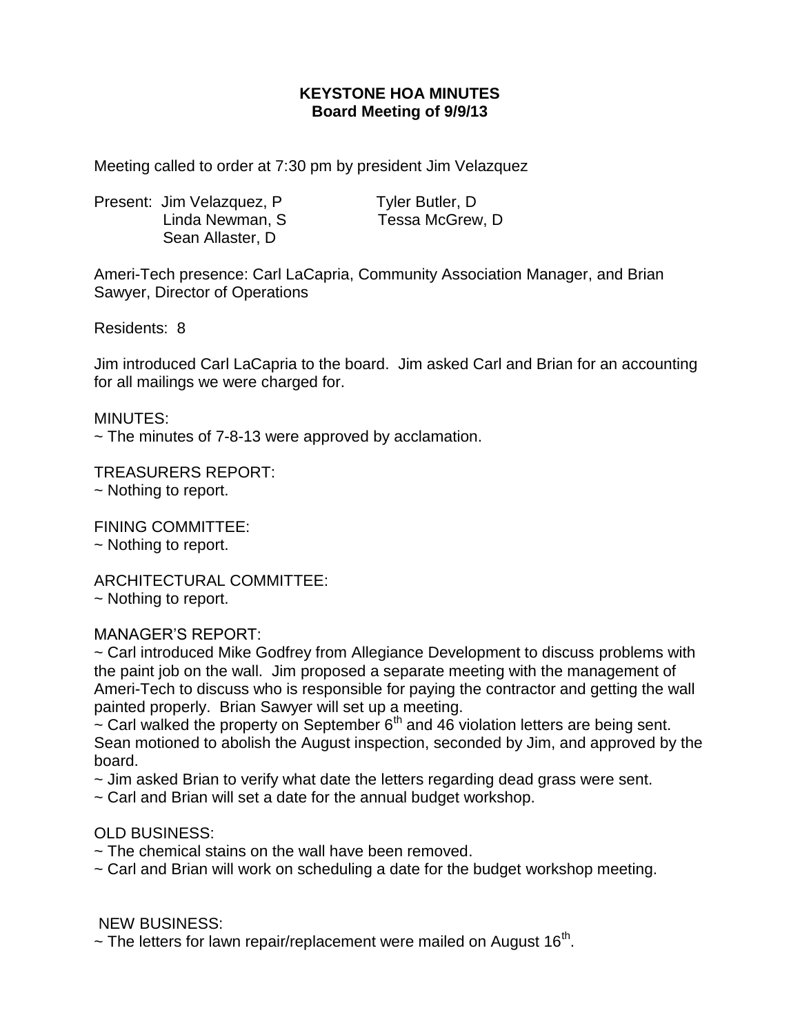# KEYSTONE HOA MINUTES
## Board Meeting of 9/9/13

Meeting called to order at 7:30 pm by president Jim Velazquez

Present: Jim Velazquez, P
Linda Newman, S
Sean Allaster, D
Tyler Butler, D
Tessa McGrew, D

Ameri-Tech presence: Carl LaCapria, Community Association Manager, and Brian Sawyer, Director of Operations

Residents: 8

Jim introduced Carl LaCapria to the board. Jim asked Carl and Brian for an accounting for all mailings we were charged for.

MINUTES:
~ The minutes of 7-8-13 were approved by acclamation.

TREASURERS REPORT:
~ Nothing to report.

FINING COMMITTEE:
~ Nothing to report.

ARCHITECTURAL COMMITTEE:
~ Nothing to report.

MANAGER'S REPORT:
~ Carl introduced Mike Godfrey from Allegiance Development to discuss problems with the paint job on the wall. Jim proposed a separate meeting with the management of Ameri-Tech to discuss who is responsible for paying the contractor and getting the wall painted properly. Brian Sawyer will set up a meeting.
~ Carl walked the property on September 6th and 46 violation letters are being sent. Sean motioned to abolish the August inspection, seconded by Jim, and approved by the board.
~ Jim asked Brian to verify what date the letters regarding dead grass were sent.
~ Carl and Brian will set a date for the annual budget workshop.

OLD BUSINESS:
~ The chemical stains on the wall have been removed.
~ Carl and Brian will work on scheduling a date for the budget workshop meeting.

NEW BUSINESS:
~ The letters for lawn repair/replacement were mailed on August 16th.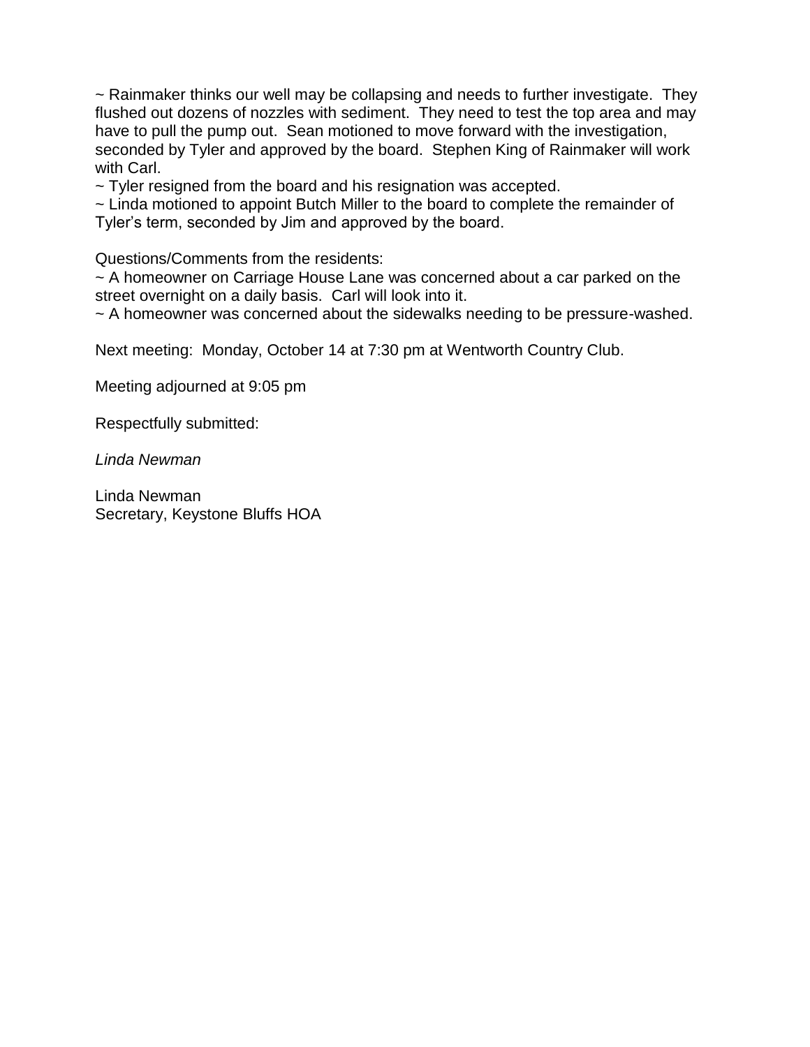~ Rainmaker thinks our well may be collapsing and needs to further investigate. They flushed out dozens of nozzles with sediment. They need to test the top area and may have to pull the pump out. Sean motioned to move forward with the investigation, seconded by Tyler and approved by the board. Stephen King of Rainmaker will work with Carl.

~ Tyler resigned from the board and his resignation was accepted.

~ Linda motioned to appoint Butch Miller to the board to complete the remainder of Tyler's term, seconded by Jim and approved by the board.

Questions/Comments from the residents:

~ A homeowner on Carriage House Lane was concerned about a car parked on the street overnight on a daily basis. Carl will look into it.

~ A homeowner was concerned about the sidewalks needing to be pressure-washed.

Next meeting: Monday, October 14 at 7:30 pm at Wentworth Country Club.

Meeting adjourned at 9:05 pm

Respectfully submitted:

*Linda Newman*

Linda Newman
Secretary, Keystone Bluffs HOA